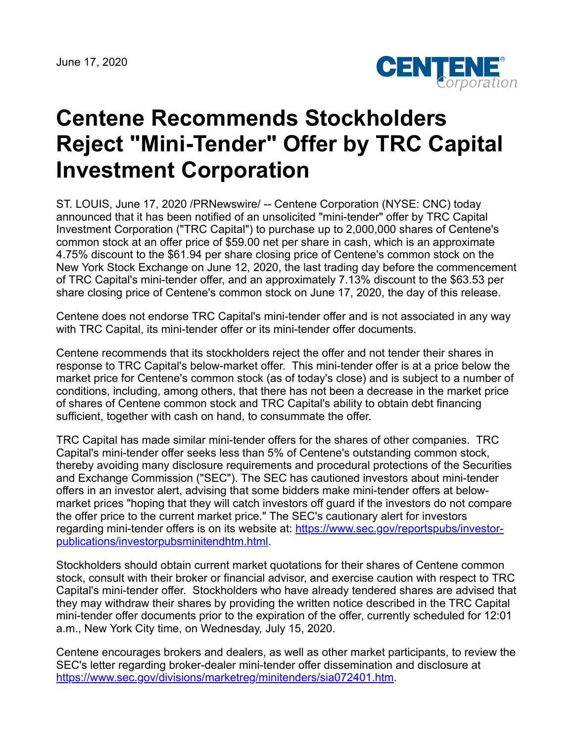June 17, 2020

# Centene Recommends Stockholders Reject "Mini-Tender" Offer by TRC Capital Investment Corporation

ST. LOUIS, June 17, 2020 /PRNewswire/ -- Centene Corporation (NYSE: CNC) today announced that it has been notified of an unsolicited "mini-tender" offer by TRC Capital Investment Corporation ("TRC Capital") to purchase up to 2,000,000 shares of Centene's common stock at an offer price of $59.00 net per share in cash, which is an approximate 4.75% discount to the $61.94 per share closing price of Centene's common stock on the New York Stock Exchange on June 12, 2020, the last trading day before the commencement of TRC Capital's mini-tender offer, and an approximately 7.13% discount to the $63.53 per share closing price of Centene's common stock on June 17, 2020, the day of this release.

Centene does not endorse TRC Capital's mini-tender offer and is not associated in any way with TRC Capital, its mini-tender offer or its mini-tender offer documents.

Centene recommends that its stockholders reject the offer and not tender their shares in response to TRC Capital's below-market offer. This mini-tender offer is at a price below the market price for Centene's common stock (as of today's close) and is subject to a number of conditions, including, among others, that there has not been a decrease in the market price of shares of Centene common stock and TRC Capital's ability to obtain debt financing sufficient, together with cash on hand, to consummate the offer.

TRC Capital has made similar mini-tender offers for the shares of other companies. TRC Capital's mini-tender offer seeks less than 5% of Centene's outstanding common stock, thereby avoiding many disclosure requirements and procedural protections of the Securities and Exchange Commission ("SEC"). The SEC has cautioned investors about mini-tender offers in an investor alert, advising that some bidders make mini-tender offers at below-market prices "hoping that they will catch investors off guard if the investors do not compare the offer price to the current market price." The SEC's cautionary alert for investors regarding mini-tender offers is on its website at: https://www.sec.gov/reportspubs/investor-publications/investorpubsminitendhtm.html.

Stockholders should obtain current market quotations for their shares of Centene common stock, consult with their broker or financial advisor, and exercise caution with respect to TRC Capital's mini-tender offer. Stockholders who have already tendered shares are advised that they may withdraw their shares by providing the written notice described in the TRC Capital mini-tender offer documents prior to the expiration of the offer, currently scheduled for 12:01 a.m., New York City time, on Wednesday, July 15, 2020.

Centene encourages brokers and dealers, as well as other market participants, to review the SEC's letter regarding broker-dealer mini-tender offer dissemination and disclosure at https://www.sec.gov/divisions/marketreg/minitenders/sia072401.htm.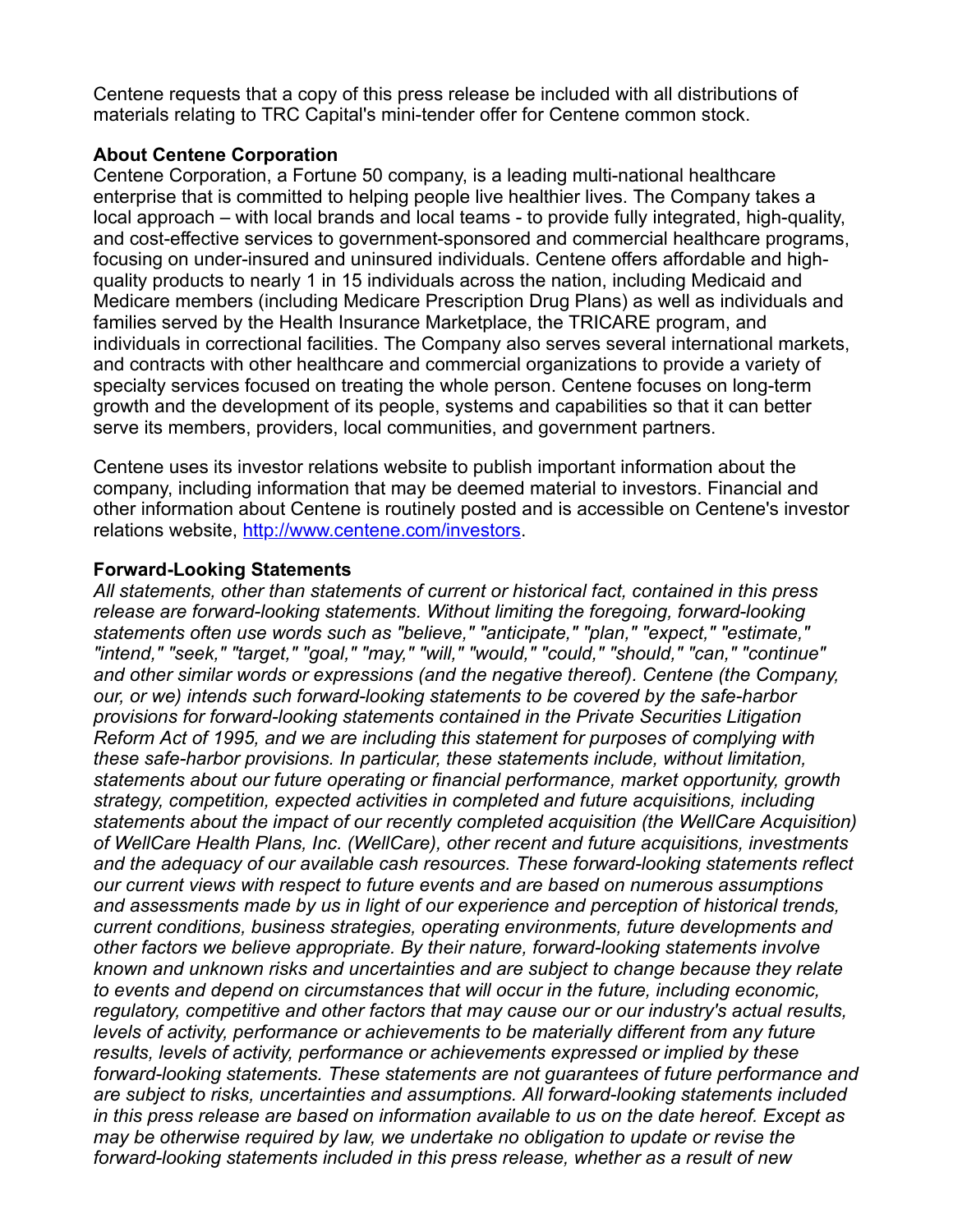Centene requests that a copy of this press release be included with all distributions of materials relating to TRC Capital's mini-tender offer for Centene common stock.

**About Centene Corporation**

Centene Corporation, a Fortune 50 company, is a leading multi-national healthcare enterprise that is committed to helping people live healthier lives. The Company takes a local approach – with local brands and local teams - to provide fully integrated, high-quality, and cost-effective services to government-sponsored and commercial healthcare programs, focusing on under-insured and uninsured individuals. Centene offers affordable and high-quality products to nearly 1 in 15 individuals across the nation, including Medicaid and Medicare members (including Medicare Prescription Drug Plans) as well as individuals and families served by the Health Insurance Marketplace, the TRICARE program, and individuals in correctional facilities. The Company also serves several international markets, and contracts with other healthcare and commercial organizations to provide a variety of specialty services focused on treating the whole person. Centene focuses on long-term growth and the development of its people, systems and capabilities so that it can better serve its members, providers, local communities, and government partners.

Centene uses its investor relations website to publish important information about the company, including information that may be deemed material to investors. Financial and other information about Centene is routinely posted and is accessible on Centene's investor relations website, http://www.centene.com/investors.

**Forward-Looking Statements**

*All statements, other than statements of current or historical fact, contained in this press release are forward-looking statements. Without limiting the foregoing, forward-looking statements often use words such as "believe," "anticipate," "plan," "expect," "estimate," "intend," "seek," "target," "goal," "may," "will," "would," "could," "should," "can," "continue" and other similar words or expressions (and the negative thereof). Centene (the Company, our, or we) intends such forward-looking statements to be covered by the safe-harbor provisions for forward-looking statements contained in the Private Securities Litigation Reform Act of 1995, and we are including this statement for purposes of complying with these safe-harbor provisions. In particular, these statements include, without limitation, statements about our future operating or financial performance, market opportunity, growth strategy, competition, expected activities in completed and future acquisitions, including statements about the impact of our recently completed acquisition (the WellCare Acquisition) of WellCare Health Plans, Inc. (WellCare), other recent and future acquisitions, investments and the adequacy of our available cash resources. These forward-looking statements reflect our current views with respect to future events and are based on numerous assumptions and assessments made by us in light of our experience and perception of historical trends, current conditions, business strategies, operating environments, future developments and other factors we believe appropriate. By their nature, forward-looking statements involve known and unknown risks and uncertainties and are subject to change because they relate to events and depend on circumstances that will occur in the future, including economic, regulatory, competitive and other factors that may cause our or our industry's actual results, levels of activity, performance or achievements to be materially different from any future results, levels of activity, performance or achievements expressed or implied by these forward-looking statements. These statements are not guarantees of future performance and are subject to risks, uncertainties and assumptions. All forward-looking statements included in this press release are based on information available to us on the date hereof. Except as may be otherwise required by law, we undertake no obligation to update or revise the forward-looking statements included in this press release, whether as a result of new*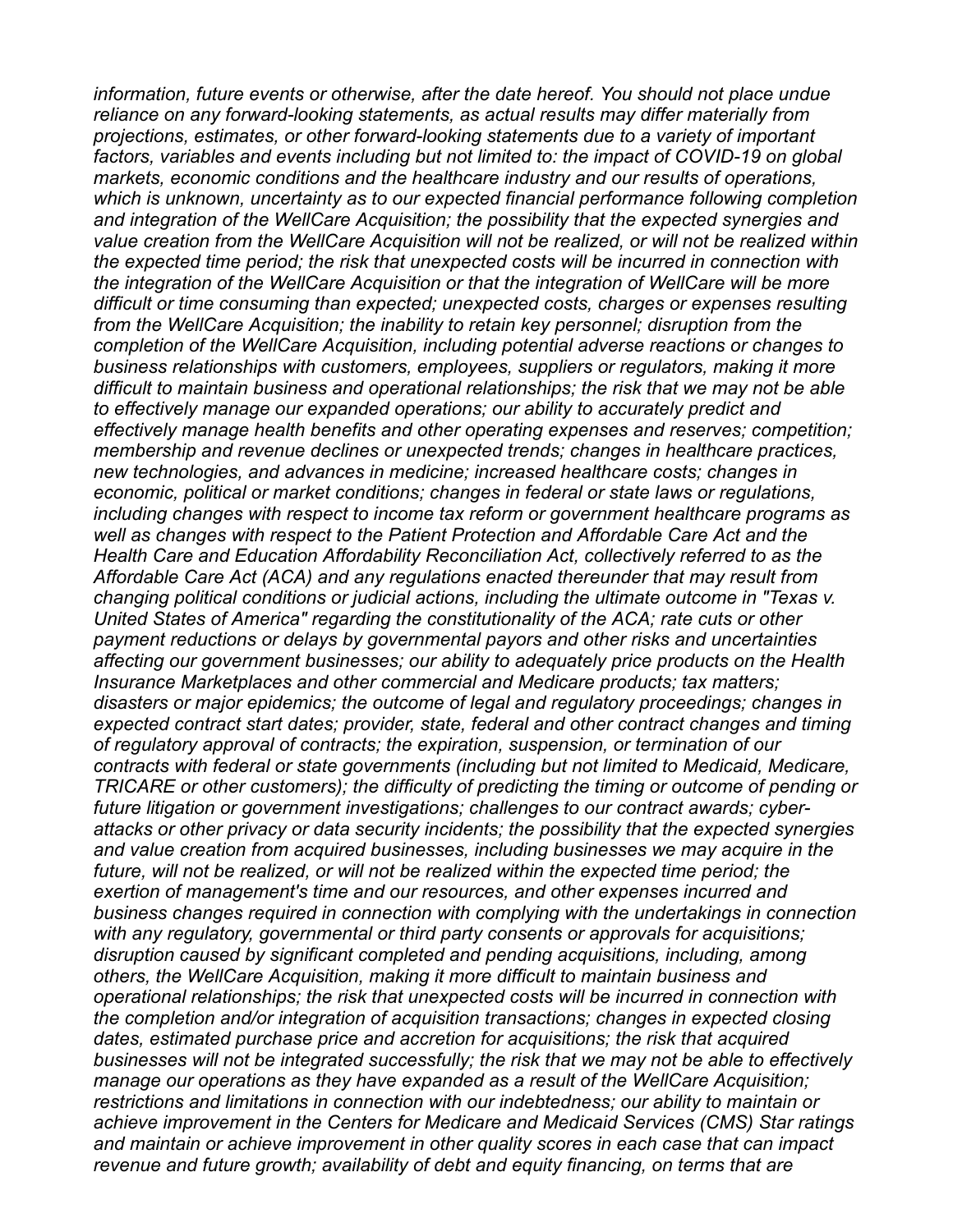*information, future events or otherwise, after the date hereof. You should not place undue reliance on any forward-looking statements, as actual results may differ materially from projections, estimates, or other forward-looking statements due to a variety of important factors, variables and events including but not limited to: the impact of COVID-19 on global markets, economic conditions and the healthcare industry and our results of operations, which is unknown, uncertainty as to our expected financial performance following completion and integration of the WellCare Acquisition; the possibility that the expected synergies and value creation from the WellCare Acquisition will not be realized, or will not be realized within the expected time period; the risk that unexpected costs will be incurred in connection with the integration of the WellCare Acquisition or that the integration of WellCare will be more difficult or time consuming than expected; unexpected costs, charges or expenses resulting from the WellCare Acquisition; the inability to retain key personnel; disruption from the completion of the WellCare Acquisition, including potential adverse reactions or changes to business relationships with customers, employees, suppliers or regulators, making it more difficult to maintain business and operational relationships; the risk that we may not be able to effectively manage our expanded operations; our ability to accurately predict and effectively manage health benefits and other operating expenses and reserves; competition; membership and revenue declines or unexpected trends; changes in healthcare practices, new technologies, and advances in medicine; increased healthcare costs; changes in economic, political or market conditions; changes in federal or state laws or regulations, including changes with respect to income tax reform or government healthcare programs as well as changes with respect to the Patient Protection and Affordable Care Act and the Health Care and Education Affordability Reconciliation Act, collectively referred to as the Affordable Care Act (ACA) and any regulations enacted thereunder that may result from changing political conditions or judicial actions, including the ultimate outcome in "Texas v. United States of America" regarding the constitutionality of the ACA; rate cuts or other payment reductions or delays by governmental payors and other risks and uncertainties affecting our government businesses; our ability to adequately price products on the Health Insurance Marketplaces and other commercial and Medicare products; tax matters; disasters or major epidemics; the outcome of legal and regulatory proceedings; changes in expected contract start dates; provider, state, federal and other contract changes and timing of regulatory approval of contracts; the expiration, suspension, or termination of our contracts with federal or state governments (including but not limited to Medicaid, Medicare, TRICARE or other customers); the difficulty of predicting the timing or outcome of pending or future litigation or government investigations; challenges to our contract awards; cyber-attacks or other privacy or data security incidents; the possibility that the expected synergies and value creation from acquired businesses, including businesses we may acquire in the future, will not be realized, or will not be realized within the expected time period; the exertion of management's time and our resources, and other expenses incurred and business changes required in connection with complying with the undertakings in connection with any regulatory, governmental or third party consents or approvals for acquisitions; disruption caused by significant completed and pending acquisitions, including, among others, the WellCare Acquisition, making it more difficult to maintain business and operational relationships; the risk that unexpected costs will be incurred in connection with the completion and/or integration of acquisition transactions; changes in expected closing dates, estimated purchase price and accretion for acquisitions; the risk that acquired businesses will not be integrated successfully; the risk that we may not be able to effectively manage our operations as they have expanded as a result of the WellCare Acquisition; restrictions and limitations in connection with our indebtedness; our ability to maintain or achieve improvement in the Centers for Medicare and Medicaid Services (CMS) Star ratings and maintain or achieve improvement in other quality scores in each case that can impact revenue and future growth; availability of debt and equity financing, on terms that are*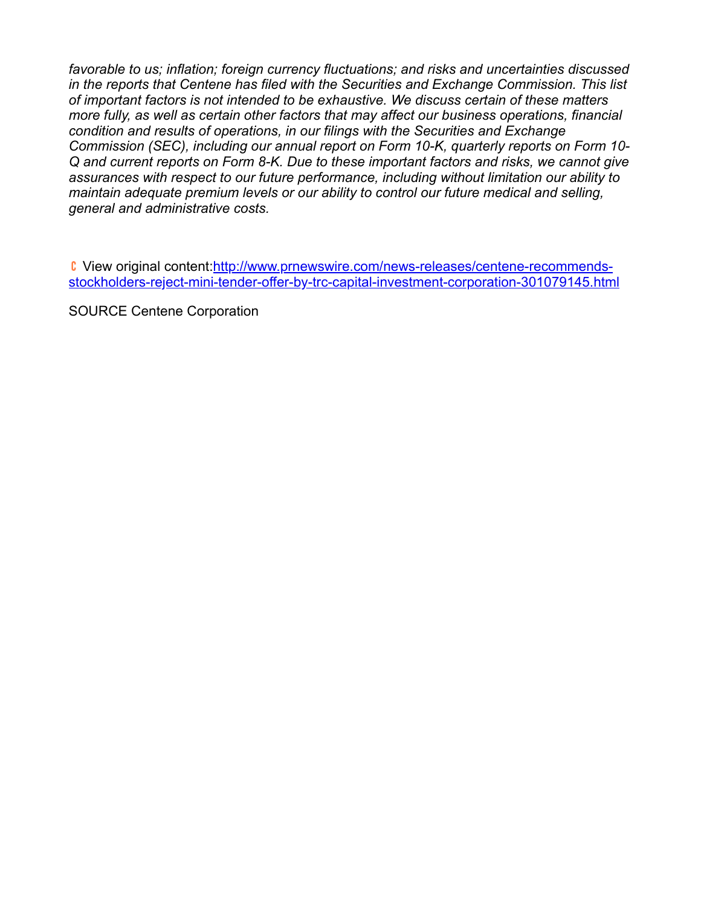*favorable to us; inflation; foreign currency fluctuations; and risks and uncertainties discussed in the reports that Centene has filed with the Securities and Exchange Commission. This list of important factors is not intended to be exhaustive. We discuss certain of these matters more fully, as well as certain other factors that may affect our business operations, financial condition and results of operations, in our filings with the Securities and Exchange Commission (SEC), including our annual report on Form 10-K, quarterly reports on Form 10-Q and current reports on Form 8-K. Due to these important factors and risks, we cannot give assurances with respect to our future performance, including without limitation our ability to maintain adequate premium levels or our ability to control our future medical and selling, general and administrative costs.*

View original content:[http://www.prnewswire.com/news-releases/centene-recommends-stockholders-reject-mini-tender-offer-by-trc-capital-investment-corporation-301079145.html](http://www.prnewswire.com/news-releases/centene-recommends-stockholders-reject-mini-tender-offer-by-trc-capital-investment-corporation-301079145.html)

SOURCE Centene Corporation